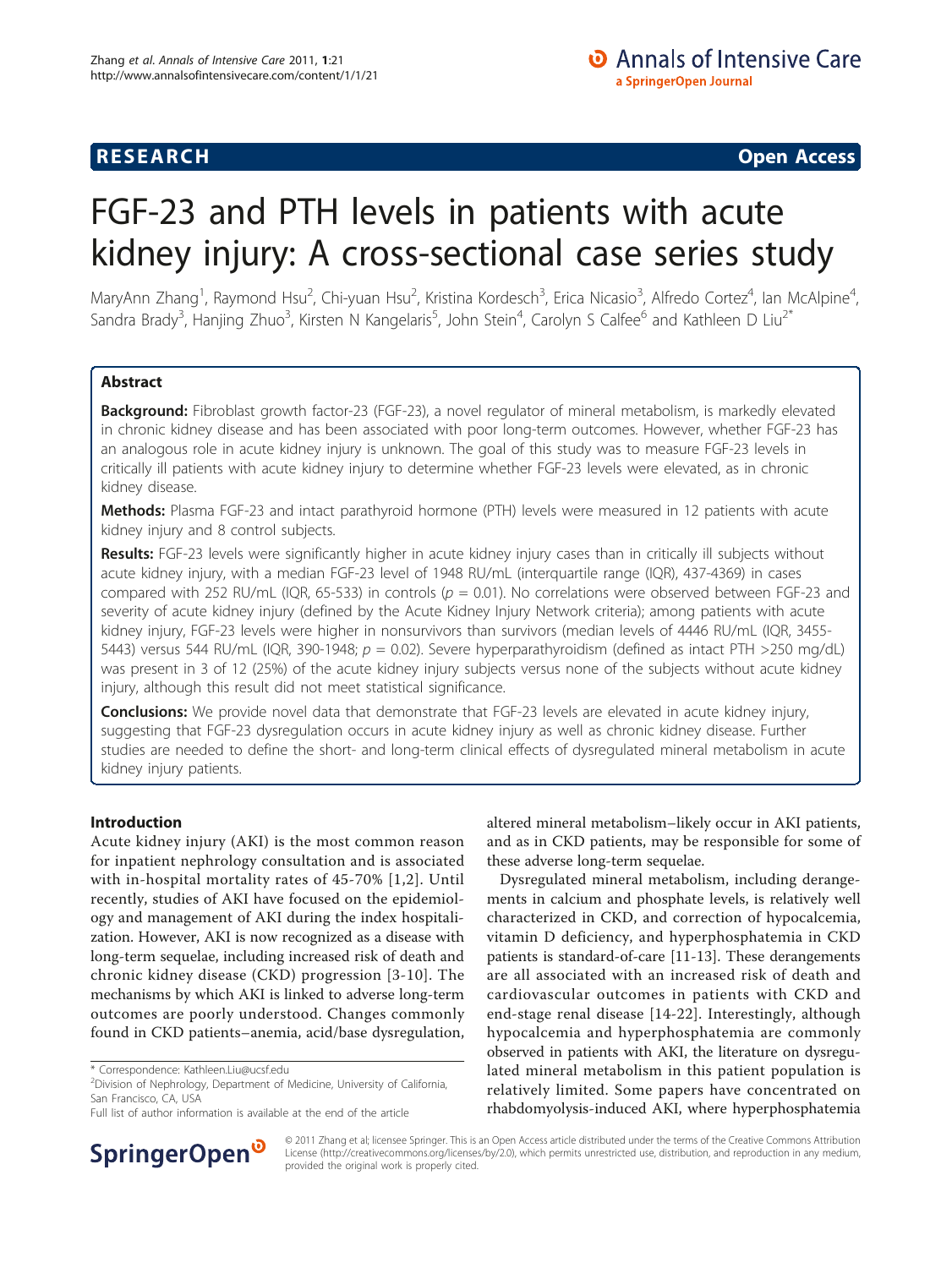RESEARCH Open Access

# FGF-23 and PTH levels in patients with acute kidney injury: A cross-sectional case series study

MaryAnn Zhang[1], Raymond Hsu[2], Chi-yuan Hsu[2], Kristina Kordesch[3], Erica Nicasio[3], Alfredo Cortez[4], Ian McAlpine[4], Sandra Brady[3], Hanjing Zhuo[3], Kirsten N Kangelaris[5], John Stein[4], Carolyn S Calfee[6] and Kathleen D Liu[2*]

## Abstract

**Background:** Fibroblast growth factor-23 (FGF-23), a novel regulator of mineral metabolism, is markedly elevated in chronic kidney disease and has been associated with poor long-term outcomes. However, whether FGF-23 has an analogous role in acute kidney injury is unknown. The goal of this study was to measure FGF-23 levels in critically ill patients with acute kidney injury to determine whether FGF-23 levels were elevated, as in chronic kidney disease.

**Methods:** Plasma FGF-23 and intact parathyroid hormone (PTH) levels were measured in 12 patients with acute kidney injury and 8 control subjects.

**Results:** FGF-23 levels were significantly higher in acute kidney injury cases than in critically ill subjects without acute kidney injury, with a median FGF-23 level of 1948 RU/mL (interquartile range (IQR), 437-4369) in cases compared with 252 RU/mL (IQR, 65-533) in controls ($p = 0.01$). No correlations were observed between FGF-23 and severity of acute kidney injury (defined by the Acute Kidney Injury Network criteria); among patients with acute kidney injury, FGF-23 levels were higher in nonsurvivors than survivors (median levels of 4446 RU/mL (IQR, 3455-5443) versus 544 RU/mL (IQR, 390-1948; $p = 0.02$). Severe hyperparathyroidism (defined as intact PTH >250 mg/dL) was present in 3 of 12 (25%) of the acute kidney injury subjects versus none of the subjects without acute kidney injury, although this result did not meet statistical significance.

**Conclusions:** We provide novel data that demonstrate that FGF-23 levels are elevated in acute kidney injury, suggesting that FGF-23 dysregulation occurs in acute kidney injury as well as chronic kidney disease. Further studies are needed to define the short- and long-term clinical effects of dysregulated mineral metabolism in acute kidney injury patients.

## Introduction

Acute kidney injury (AKI) is the most common reason for inpatient nephrology consultation and is associated with in-hospital mortality rates of 45-70% [1,2]. Until recently, studies of AKI have focused on the epidemiology and management of AKI during the index hospitalization. However, AKI is now recognized as a disease with long-term sequelae, including increased risk of death and chronic kidney disease (CKD) progression [3-10]. The mechanisms by which AKI is linked to adverse long-term outcomes are poorly understood. Changes commonly found in CKD patients–anemia, acid/base dysregulation, altered mineral metabolism–likely occur in AKI patients, and as in CKD patients, may be responsible for some of these adverse long-term sequelae.

Dysregulated mineral metabolism, including derangements in calcium and phosphate levels, is relatively well characterized in CKD, and correction of hypocalcemia, vitamin D deficiency, and hyperphosphatemia in CKD patients is standard-of-care [11-13]. These derangements are all associated with an increased risk of death and cardiovascular outcomes in patients with CKD and end-stage renal disease [14-22]. Interestingly, although hypocalcemia and hyperphosphatemia are commonly observed in patients with AKI, the literature on dysregulated mineral metabolism in this patient population is relatively limited. Some papers have concentrated on rhabdomyolysis-induced AKI, where hyperphosphatemia

\* Correspondence: Kathleen.Liu@ucsf.edu
[2]Division of Nephrology, Department of Medicine, University of California, San Francisco, CA, USA
Full list of author information is available at the end of the article

© 2011 Zhang et al; licensee Springer. This is an Open Access article distributed under the terms of the Creative Commons Attribution License (http://creativecommons.org/licenses/by/2.0), which permits unrestricted use, distribution, and reproduction in any medium, provided the original work is properly cited.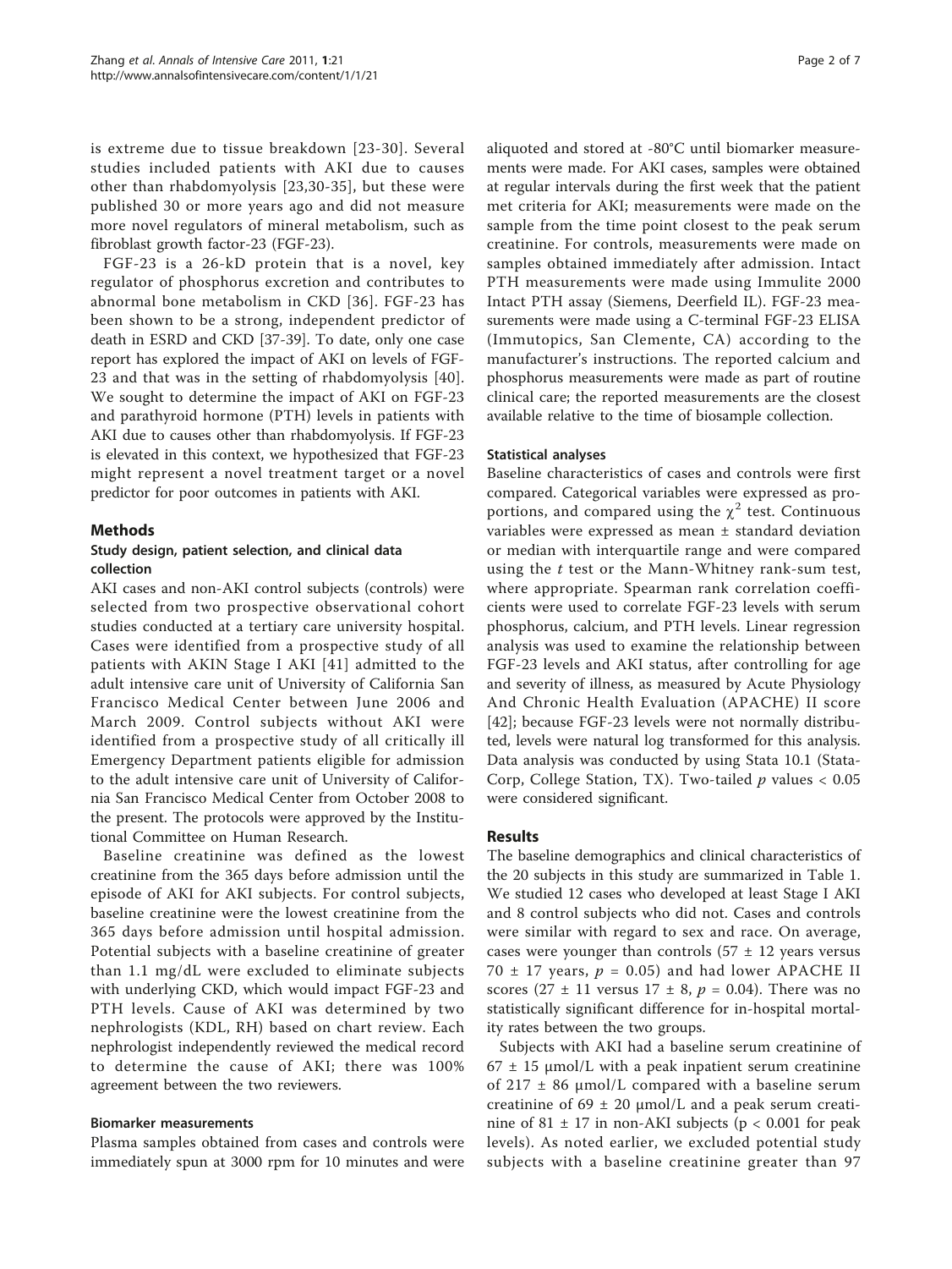is extreme due to tissue breakdown [23-30]. Several studies included patients with AKI due to causes other than rhabdomyolysis [23,30-35], but these were published 30 or more years ago and did not measure more novel regulators of mineral metabolism, such as fibroblast growth factor-23 (FGF-23).

FGF-23 is a 26-kD protein that is a novel, key regulator of phosphorus excretion and contributes to abnormal bone metabolism in CKD [36]. FGF-23 has been shown to be a strong, independent predictor of death in ESRD and CKD [37-39]. To date, only one case report has explored the impact of AKI on levels of FGF-23 and that was in the setting of rhabdomyolysis [40]. We sought to determine the impact of AKI on FGF-23 and parathyroid hormone (PTH) levels in patients with AKI due to causes other than rhabdomyolysis. If FGF-23 is elevated in this context, we hypothesized that FGF-23 might represent a novel treatment target or a novel predictor for poor outcomes in patients with AKI.

## Methods

### Study design, patient selection, and clinical data collection

AKI cases and non-AKI control subjects (controls) were selected from two prospective observational cohort studies conducted at a tertiary care university hospital. Cases were identified from a prospective study of all patients with AKIN Stage I AKI [41] admitted to the adult intensive care unit of University of California San Francisco Medical Center between June 2006 and March 2009. Control subjects without AKI were identified from a prospective study of all critically ill Emergency Department patients eligible for admission to the adult intensive care unit of University of California San Francisco Medical Center from October 2008 to the present. The protocols were approved by the Institutional Committee on Human Research.

Baseline creatinine was defined as the lowest creatinine from the 365 days before admission until the episode of AKI for AKI subjects. For control subjects, baseline creatinine were the lowest creatinine from the 365 days before admission until hospital admission. Potential subjects with a baseline creatinine of greater than 1.1 mg/dL were excluded to eliminate subjects with underlying CKD, which would impact FGF-23 and PTH levels. Cause of AKI was determined by two nephrologists (KDL, RH) based on chart review. Each nephrologist independently reviewed the medical record to determine the cause of AKI; there was 100% agreement between the two reviewers.

### Biomarker measurements

Plasma samples obtained from cases and controls were immediately spun at 3000 rpm for 10 minutes and were aliquoted and stored at -80°C until biomarker measurements were made. For AKI cases, samples were obtained at regular intervals during the first week that the patient met criteria for AKI; measurements were made on the sample from the time point closest to the peak serum creatinine. For controls, measurements were made on samples obtained immediately after admission. Intact PTH measurements were made using Immulite 2000 Intact PTH assay (Siemens, Deerfield IL). FGF-23 measurements were made using a C-terminal FGF-23 ELISA (Immutopics, San Clemente, CA) according to the manufacturer's instructions. The reported calcium and phosphorus measurements were made as part of routine clinical care; the reported measurements are the closest available relative to the time of biosample collection.

### Statistical analyses

Baseline characteristics of cases and controls were first compared. Categorical variables were expressed as proportions, and compared using the $\chi^2$ test. Continuous variables were expressed as mean ± standard deviation or median with interquartile range and were compared using the *t* test or the Mann-Whitney rank-sum test, where appropriate. Spearman rank correlation coefficients were used to correlate FGF-23 levels with serum phosphorus, calcium, and PTH levels. Linear regression analysis was used to examine the relationship between FGF-23 levels and AKI status, after controlling for age and severity of illness, as measured by Acute Physiology And Chronic Health Evaluation (APACHE) II score [42]; because FGF-23 levels were not normally distributed, levels were natural log transformed for this analysis. Data analysis was conducted by using Stata 10.1 (StataCorp, College Station, TX). Two-tailed *p* values < 0.05 were considered significant.

## Results

The baseline demographics and clinical characteristics of the 20 subjects in this study are summarized in Table 1. We studied 12 cases who developed at least Stage I AKI and 8 control subjects who did not. Cases and controls were similar with regard to sex and race. On average, cases were younger than controls (57 ± 12 years versus 70 ± 17 years, $p = 0.05$) and had lower APACHE II scores (27 ± 11 versus 17 ± 8, $p = 0.04$). There was no statistically significant difference for in-hospital mortality rates between the two groups.

Subjects with AKI had a baseline serum creatinine of 67 ± 15 μmol/L with a peak inpatient serum creatinine of 217 ± 86 μmol/L compared with a baseline serum creatinine of 69 ± 20 μmol/L and a peak serum creatinine of 81 ± 17 in non-AKI subjects ($p < 0.001$ for peak levels). As noted earlier, we excluded potential study subjects with a baseline creatinine greater than 97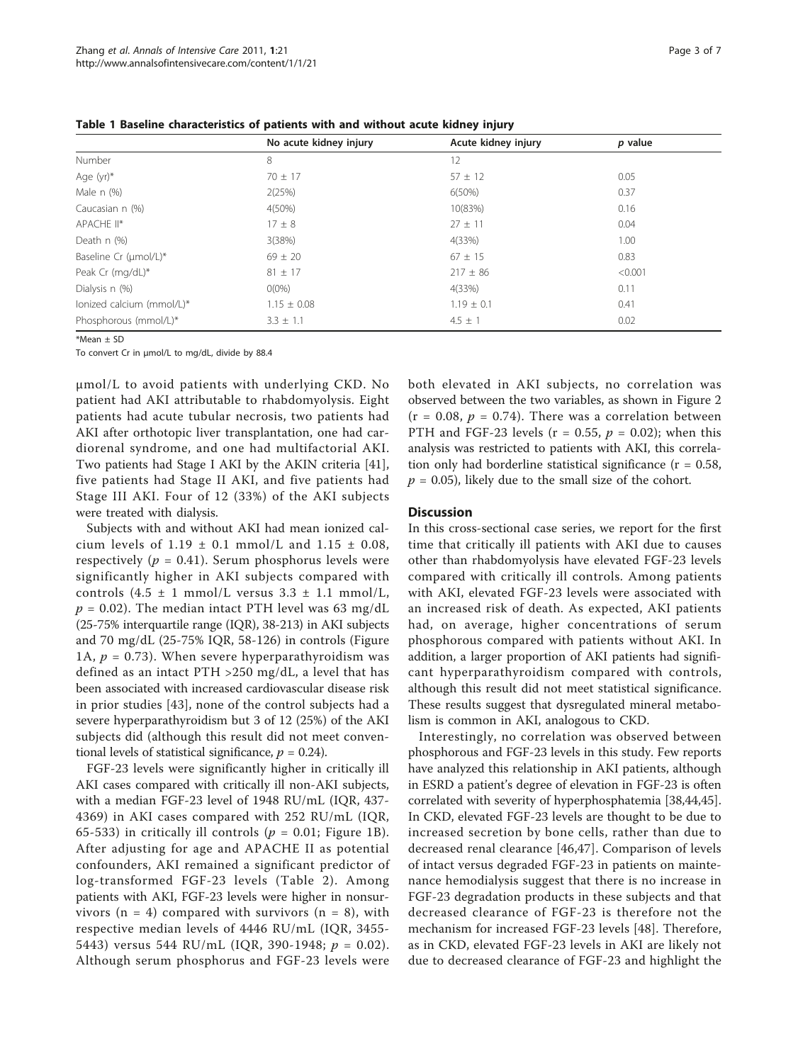**Table 1 Baseline characteristics of patients with and without acute kidney injury**

| | No acute kidney injury | Acute kidney injury | *p* value |
|---|---|---|---|
| Number | 8 | 12 | |
| Age (yr)* | 70 ± 17 | 57 ± 12 | 0.05 |
| Male n (%) | 2(25%) | 6(50%) | 0.37 |
| Caucasian n (%) | 4(50%) | 10(83%) | 0.16 |
| APACHE II* | 17 ± 8 | 27 ± 11 | 0.04 |
| Death n (%) | 3(38%) | 4(33%) | 1.00 |
| Baseline Cr (μmol/L)* | 69 ± 20 | 67 ± 15 | 0.83 |
| Peak Cr (mg/dL)* | 81 ± 17 | 217 ± 86 | <0.001 |
| Dialysis n (%) | 0(0%) | 4(33%) | 0.11 |
| Ionized calcium (mmol/L)* | 1.15 ± 0.08 | 1.19 ± 0.1 | 0.41 |
| Phosphorous (mmol/L)* | 3.3 ± 1.1 | 4.5 ± 1 | 0.02 |

*Mean ± SD

To convert Cr in μmol/L to mg/dL, divide by 88.4

μmol/L to avoid patients with underlying CKD. No patient had AKI attributable to rhabdomyolysis. Eight patients had acute tubular necrosis, two patients had AKI after orthotopic liver transplantation, one had cardiorenal syndrome, and one had multifactorial AKI. Two patients had Stage I AKI by the AKIN criteria [41], five patients had Stage II AKI, and five patients had Stage III AKI. Four of 12 (33%) of the AKI subjects were treated with dialysis.

Subjects with and without AKI had mean ionized calcium levels of 1.19 ± 0.1 mmol/L and 1.15 ± 0.08, respectively ($p = 0.41$). Serum phosphorus levels were significantly higher in AKI subjects compared with controls (4.5 ± 1 mmol/L versus 3.3 ± 1.1 mmol/L, $p = 0.02$). The median intact PTH level was 63 mg/dL (25-75% interquartile range (IQR), 38-213) in AKI subjects and 70 mg/dL (25-75% IQR, 58-126) in controls (Figure 1A, $p = 0.73$). When severe hyperparathyroidism was defined as an intact PTH >250 mg/dL, a level that has been associated with increased cardiovascular disease risk in prior studies [43], none of the control subjects had a severe hyperparathyroidism but 3 of 12 (25%) of the AKI subjects did (although this result did not meet conventional levels of statistical significance, $p = 0.24$).

FGF-23 levels were significantly higher in critically ill AKI cases compared with critically ill non-AKI subjects, with a median FGF-23 level of 1948 RU/mL (IQR, 437-4369) in AKI cases compared with 252 RU/mL (IQR, 65-533) in critically ill controls ($p = 0.01$; Figure 1B). After adjusting for age and APACHE II as potential confounders, AKI remained a significant predictor of log-transformed FGF-23 levels (Table 2). Among patients with AKI, FGF-23 levels were higher in nonsurvivors (n = 4) compared with survivors (n = 8), with respective median levels of 4446 RU/mL (IQR, 3455-5443) versus 544 RU/mL (IQR, 390-1948; $p = 0.02$). Although serum phosphorus and FGF-23 levels were both elevated in AKI subjects, no correlation was observed between the two variables, as shown in Figure 2 ($r = 0.08$, $p = 0.74$). There was a correlation between PTH and FGF-23 levels ($r = 0.55$, $p = 0.02$); when this analysis was restricted to patients with AKI, this correlation only had borderline statistical significance ($r = 0.58$, $p = 0.05$), likely due to the small size of the cohort.

## Discussion

In this cross-sectional case series, we report for the first time that critically ill patients with AKI due to causes other than rhabdomyolysis have elevated FGF-23 levels compared with critically ill controls. Among patients with AKI, elevated FGF-23 levels were associated with an increased risk of death. As expected, AKI patients had, on average, higher concentrations of serum phosphorous compared with patients without AKI. In addition, a larger proportion of AKI patients had significant hyperparathyroidism compared with controls, although this result did not meet statistical significance. These results suggest that dysregulated mineral metabolism is common in AKI, analogous to CKD.

Interestingly, no correlation was observed between phosphorous and FGF-23 levels in this study. Few reports have analyzed this relationship in AKI patients, although in ESRD a patient's degree of elevation in FGF-23 is often correlated with severity of hyperphosphatemia [38,44,45]. In CKD, elevated FGF-23 levels are thought to be due to increased secretion by bone cells, rather than due to decreased renal clearance [46,47]. Comparison of levels of intact versus degraded FGF-23 in patients on maintenance hemodialysis suggest that there is no increase in FGF-23 degradation products in these subjects and that decreased clearance of FGF-23 is therefore not the mechanism for increased FGF-23 levels [48]. Therefore, as in CKD, elevated FGF-23 levels in AKI are likely not due to decreased clearance of FGF-23 and highlight the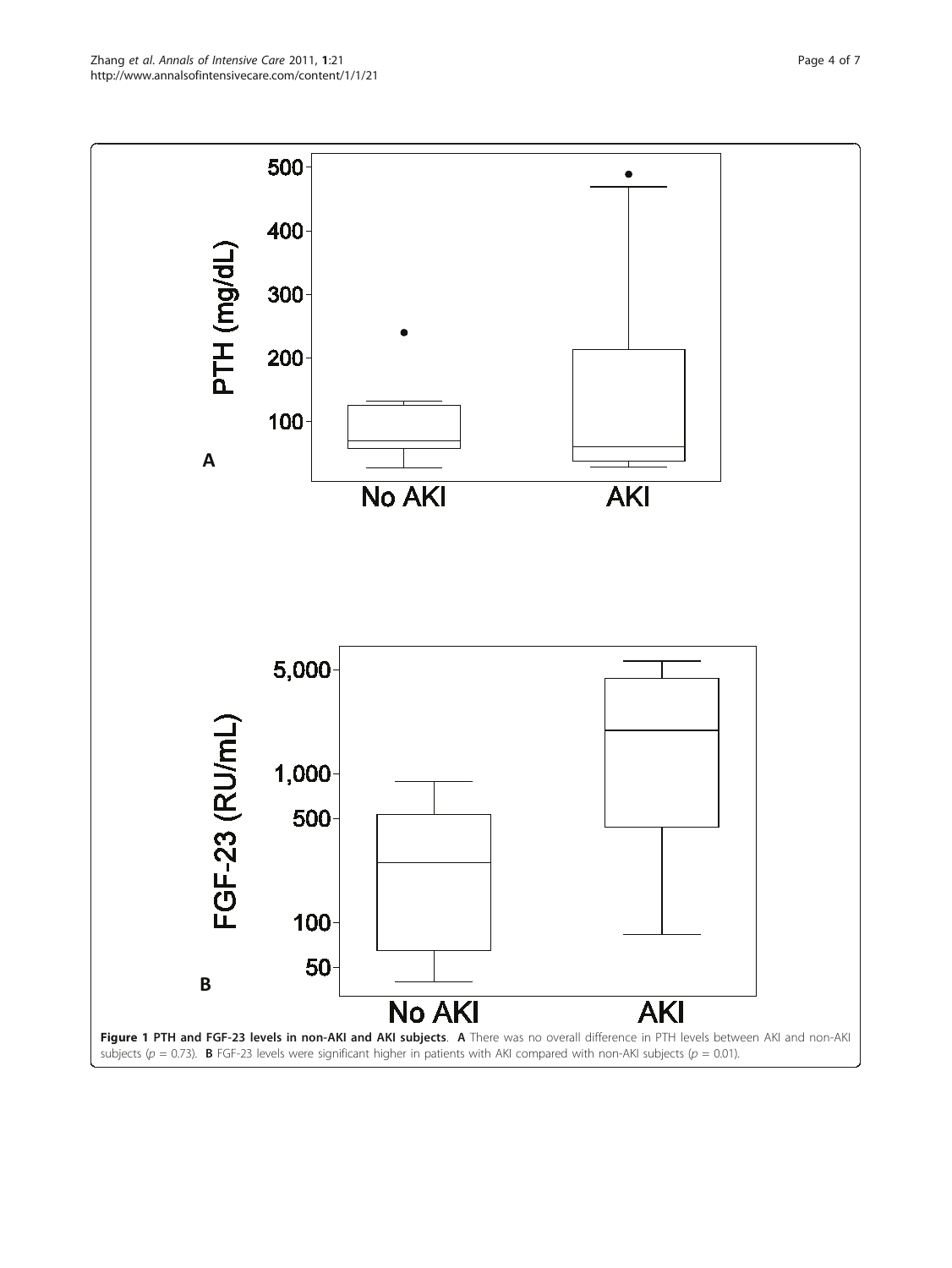**Figure 1 PTH and FGF-23 levels in non-AKI and AKI subjects**. **A** There was no overall difference in PTH levels between AKI and non-AKI subjects ($p = 0.73$). **B** FGF-23 levels were significant higher in patients with AKI compared with non-AKI subjects ($p = 0.01$).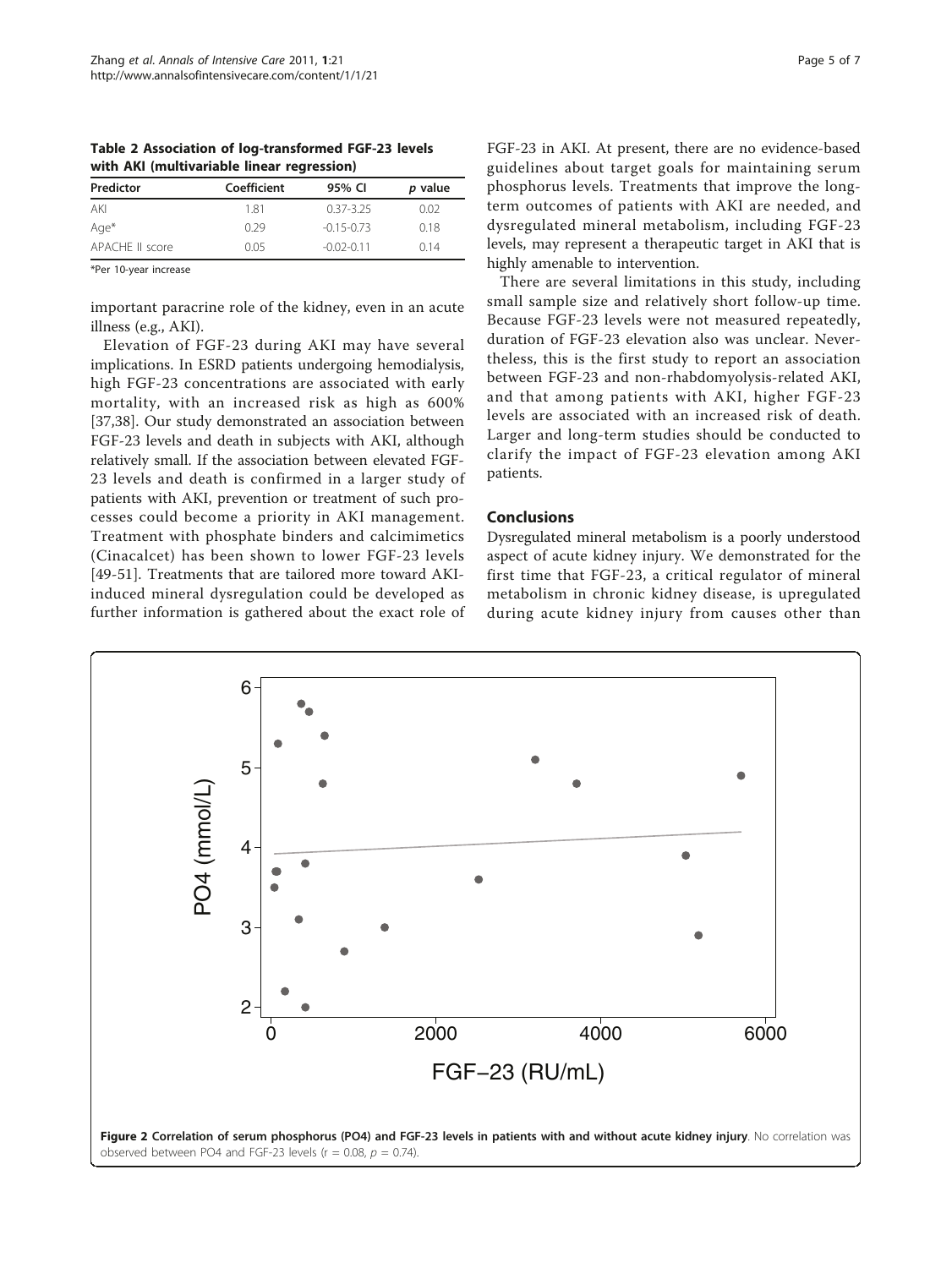**Table 2 Association of log-transformed FGF-23 levels with AKI (multivariable linear regression)**

| Predictor | Coefficient | 95% CI | *p* value |
|---|---|---|---|
| AKI | 1.81 | 0.37-3.25 | 0.02 |
| Age* | 0.29 | -0.15-0.73 | 0.18 |
| APACHE II score | 0.05 | -0.02-0.11 | 0.14 |

*Per 10-year increase

important paracrine role of the kidney, even in an acute illness (e.g., AKI).

Elevation of FGF-23 during AKI may have several implications. In ESRD patients undergoing hemodialysis, high FGF-23 concentrations are associated with early mortality, with an increased risk as high as 600% [37,38]. Our study demonstrated an association between FGF-23 levels and death in subjects with AKI, although relatively small. If the association between elevated FGF-23 levels and death is confirmed in a larger study of patients with AKI, prevention or treatment of such processes could become a priority in AKI management. Treatment with phosphate binders and calcimimetics (Cinacalcet) has been shown to lower FGF-23 levels [49-51]. Treatments that are tailored more toward AKI-induced mineral dysregulation could be developed as further information is gathered about the exact role of FGF-23 in AKI. At present, there are no evidence-based guidelines about target goals for maintaining serum phosphorus levels. Treatments that improve the long-term outcomes of patients with AKI are needed, and dysregulated mineral metabolism, including FGF-23 levels, may represent a therapeutic target in AKI that is highly amenable to intervention.

There are several limitations in this study, including small sample size and relatively short follow-up time. Because FGF-23 levels were not measured repeatedly, duration of FGF-23 elevation also was unclear. Nevertheless, this is the first study to report an association between FGF-23 and non-rhabdomyolysis-related AKI, and that among patients with AKI, higher FGF-23 levels are associated with an increased risk of death. Larger and long-term studies should be conducted to clarify the impact of FGF-23 elevation among AKI patients.

## Conclusions

Dysregulated mineral metabolism is a poorly understood aspect of acute kidney injury. We demonstrated for the first time that FGF-23, a critical regulator of mineral metabolism in chronic kidney disease, is upregulated during acute kidney injury from causes other than

**Figure 2 Correlation of serum phosphorus (PO4) and FGF-23 levels in patients with and without acute kidney injury**. No correlation was observed between PO4 and FGF-23 levels ($r = 0.08$, $p = 0.74$).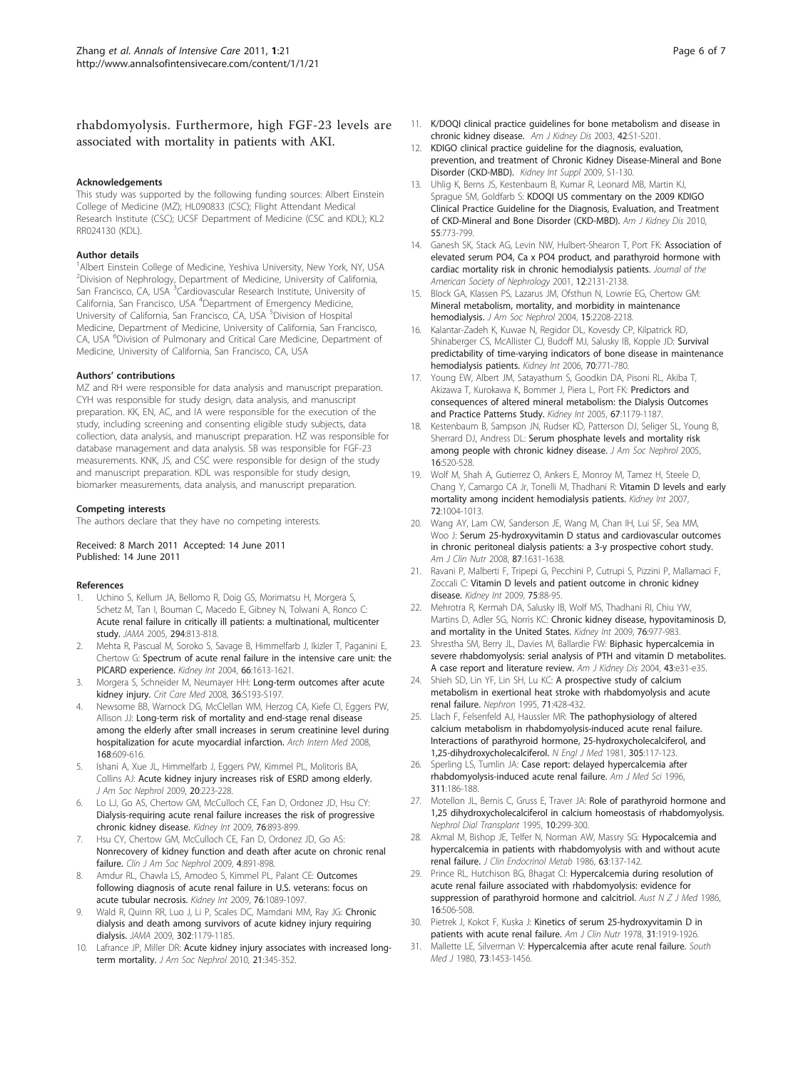rhabdomyolysis. Furthermore, high FGF-23 levels are associated with mortality in patients with AKI.

#### Acknowledgements

This study was supported by the following funding sources: Albert Einstein College of Medicine (MZ); HL090833 (CSC); Flight Attendant Medical Research Institute (CSC); UCSF Department of Medicine (CSC and KDL); KL2 RR024130 (KDL).

#### Author details

[1]Albert Einstein College of Medicine, Yeshiva University, New York, NY, USA [2]Division of Nephrology, Department of Medicine, University of California, San Francisco, CA, USA [3]Cardiovascular Research Institute, University of California, San Francisco, USA [4]Department of Emergency Medicine, University of California, San Francisco, CA, USA [5]Division of Hospital Medicine, Department of Medicine, University of California, San Francisco, CA, USA [6]Division of Pulmonary and Critical Care Medicine, Department of Medicine, University of California, San Francisco, CA, USA

#### Authors' contributions

MZ and RH were responsible for data analysis and manuscript preparation. CYH was responsible for study design, data analysis, and manuscript preparation. KK, EN, AC, and IA were responsible for the execution of the study, including screening and consenting eligible study subjects, data collection, data analysis, and manuscript preparation. HZ was responsible for database management and data analysis. SB was responsible for FGF-23 measurements. KNK, JS, and CSC were responsible for design of the study and manuscript preparation. KDL was responsible for study design, biomarker measurements, data analysis, and manuscript preparation.

#### Competing interests

The authors declare that they have no competing interests.

Received: 8 March 2011 Accepted: 14 June 2011
Published: 14 June 2011

#### References

1. Uchino S, Kellum JA, Bellomo R, Doig GS, Morimatsu H, Morgera S, Schetz M, Tan I, Bouman C, Macedo E, Gibney N, Tolwani A, Ronco C: **Acute renal failure in critically ill patients: a multinational, multicenter study.** *JAMA* 2005, **294**:813-818.
2. Mehta R, Pascual M, Soroko S, Savage B, Himmelfarb J, Ikizler T, Paganini E, Chertow G: **Spectrum of acute renal failure in the intensive care unit: the PICARD experience.** *Kidney Int* 2004, **66**:1613-1621.
3. Morgera S, Schneider M, Neumayer HH: **Long-term outcomes after acute kidney injury.** *Crit Care Med* 2008, **36**:S193-S197.
4. Newsome BB, Warnock DG, McClellan WM, Herzog CA, Kiefe CI, Eggers PW, Allison JJ: **Long-term risk of mortality and end-stage renal disease among the elderly after small increases in serum creatinine level during hospitalization for acute myocardial infarction.** *Arch Intern Med* 2008, **168**:609-616.
5. Ishani A, Xue JL, Himmelfarb J, Eggers PW, Kimmel PL, Molitoris BA, Collins AJ: **Acute kidney injury increases risk of ESRD among elderly.** *J Am Soc Nephrol* 2009, **20**:223-228.
6. Lo LJ, Go AS, Chertow GM, McCulloch CE, Fan D, Ordonez JD, Hsu CY: **Dialysis-requiring acute renal failure increases the risk of progressive chronic kidney disease.** *Kidney Int* 2009, **76**:893-899.
7. Hsu CY, Chertow GM, McCulloch CE, Fan D, Ordonez JD, Go AS: **Nonrecovery of kidney function and death after acute on chronic renal failure.** *Clin J Am Soc Nephrol* 2009, **4**:891-898.
8. Amdur RL, Chawla LS, Amodeo S, Kimmel PL, Palant CE: **Outcomes following diagnosis of acute renal failure in U.S. veterans: focus on acute tubular necrosis.** *Kidney Int* 2009, **76**:1089-1097.
9. Wald R, Quinn RR, Luo J, Li P, Scales DC, Mamdani MM, Ray JG: **Chronic dialysis and death among survivors of acute kidney injury requiring dialysis.** *JAMA* 2009, **302**:1179-1185.
10. Lafrance JP, Miller DR: **Acute kidney injury associates with increased long-term mortality.** *J Am Soc Nephrol* 2010, **21**:345-352.
11. **K/DOQI clinical practice guidelines for bone metabolism and disease in chronic kidney disease.** *Am J Kidney Dis* 2003, **42**:S1-S201.
12. **KDIGO clinical practice guideline for the diagnosis, evaluation, prevention, and treatment of Chronic Kidney Disease-Mineral and Bone Disorder (CKD-MBD).** *Kidney Int Suppl* 2009, S1-130.
13. Uhlig K, Berns JS, Kestenbaum B, Kumar R, Leonard MB, Martin KJ, Sprague SM, Goldfarb S: **KDOQI US commentary on the 2009 KDIGO Clinical Practice Guideline for the Diagnosis, Evaluation, and Treatment of CKD-Mineral and Bone Disorder (CKD-MBD).** *Am J Kidney Dis* 2010, **55**:773-799.
14. Ganesh SK, Stack AG, Levin NW, Hulbert-Shearon T, Port FK: **Association of elevated serum PO4, Ca x PO4 product, and parathyroid hormone with cardiac mortality risk in chronic hemodialysis patients.** *Journal of the American Society of Nephrology* 2001, **12**:2131-2138.
15. Block GA, Klassen PS, Lazarus JM, Ofsthun N, Lowrie EG, Chertow GM: **Mineral metabolism, mortality, and morbidity in maintenance hemodialysis.** *J Am Soc Nephrol* 2004, **15**:2208-2218.
16. Kalantar-Zadeh K, Kuwae N, Regidor DL, Kovesdy CP, Kilpatrick RD, Shinaberger CS, McAllister CJ, Budoff MJ, Salusky IB, Kopple JD: **Survival predictability of time-varying indicators of bone disease in maintenance hemodialysis patients.** *Kidney Int* 2006, **70**:771-780.
17. Young EW, Albert JM, Satayathum S, Goodkin DA, Pisoni RL, Akiba T, Akizawa T, Kurokawa K, Bommer J, Piera L, Port FK: **Predictors and consequences of altered mineral metabolism: the Dialysis Outcomes and Practice Patterns Study.** *Kidney Int* 2005, **67**:1179-1187.
18. Kestenbaum B, Sampson JN, Rudser KD, Patterson DJ, Seliger SL, Young B, Sherrard DJ, Andress DL: **Serum phosphate levels and mortality risk among people with chronic kidney disease.** *J Am Soc Nephrol* 2005, **16**:520-528.
19. Wolf M, Shah A, Gutierrez O, Ankers E, Monroy M, Tamez H, Steele D, Chang Y, Camargo CA Jr, Tonelli M, Thadhani R: **Vitamin D levels and early mortality among incident hemodialysis patients.** *Kidney Int* 2007, **72**:1004-1013.
20. Wang AY, Lam CW, Sanderson JE, Wang M, Chan IH, Lui SF, Sea MM, Woo J: **Serum 25-hydroxyvitamin D status and cardiovascular outcomes in chronic peritoneal dialysis patients: a 3-y prospective cohort study.** *Am J Clin Nutr* 2008, **87**:1631-1638.
21. Ravani P, Malberti F, Tripepi G, Pecchini P, Cutrupi S, Pizzini P, Mallamaci F, Zoccali C: **Vitamin D levels and patient outcome in chronic kidney disease.** *Kidney Int* 2009, **75**:88-95.
22. Mehrotra R, Kermah DA, Salusky IB, Wolf MS, Thadhani RI, Chiu YW, Martins D, Adler SG, Norris KC: **Chronic kidney disease, hypovitaminosis D, and mortality in the United States.** *Kidney Int* 2009, **76**:977-983.
23. Shrestha SM, Berry JL, Davies M, Ballardie FW: **Biphasic hypercalcemia in severe rhabdomyolysis: serial analysis of PTH and vitamin D metabolites. A case report and literature review.** *Am J Kidney Dis* 2004, **43**:e31-e35.
24. Shieh SD, Lin YF, Lin SH, Lu KC: **A prospective study of calcium metabolism in exertional heat stroke with rhabdomyolysis and acute renal failure.** *Nephron* 1995, **71**:428-432.
25. Llach F, Felsenfeld AJ, Haussler MR: **The pathophysiology of altered calcium metabolism in rhabdomyolysis-induced acute renal failure. Interactions of parathyroid hormone, 25-hydroxycholecalciferol, and 1,25-dihydroxycholecalciferol.** *N Engl J Med* 1981, **305**:117-123.
26. Sperling LS, Tumlin JA: **Case report: delayed hypercalcemia after rhabdomyolysis-induced acute renal failure.** *Am J Med Sci* 1996, **311**:186-188.
27. Motellon JL, Bernis C, Gruss E, Traver JA: **Role of parathyroid hormone and 1,25 dihydroxycholecalciferol in calcium homeostasis of rhabdomyolysis.** *Nephrol Dial Transplant* 1995, **10**:299-300.
28. Akmal M, Bishop JE, Telfer N, Norman AW, Massry SG: **Hypocalcemia and hypercalcemia in patients with rhabdomyolysis with and without acute renal failure.** *J Clin Endocrinol Metab* 1986, **63**:137-142.
29. Prince RL, Hutchison BG, Bhagat CI: **Hypercalcemia during resolution of acute renal failure associated with rhabdomyolysis: evidence for suppression of parathyroid hormone and calcitriol.** *Aust N Z J Med* 1986, **16**:506-508.
30. Pietrek J, Kokot F, Kuska J: **Kinetics of serum 25-hydroxyvitamin D in patients with acute renal failure.** *Am J Clin Nutr* 1978, **31**:1919-1926.
31. Mallette LE, Silverman V: **Hypercalcemia after acute renal failure.** *South Med J* 1980, **73**:1453-1456.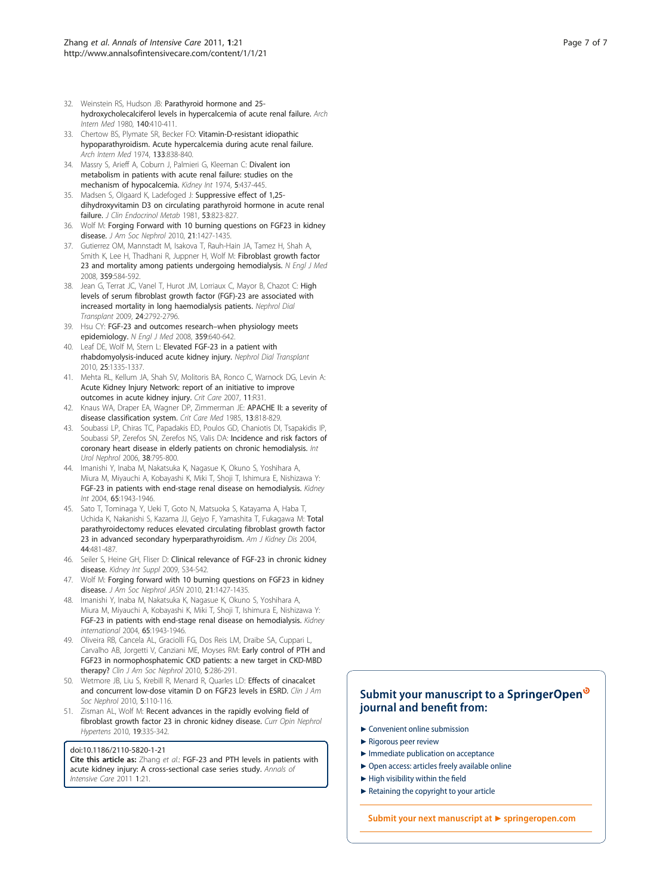32. Weinstein RS, Hudson JB: Parathyroid hormone and 25-hydroxycholecalciferol levels in hypercalcemia of acute renal failure. *Arch Intern Med* 1980, **140**:410-411.
33. Chertow BS, Plymate SR, Becker FO: Vitamin-D-resistant idiopathic hypoparathyroidism. Acute hypercalcemia during acute renal failure. *Arch Intern Med* 1974, **133**:838-840.
34. Massry S, Arieff A, Coburn J, Palmieri G, Kleeman C: Divalent ion metabolism in patients with acute renal failure: studies on the mechanism of hypocalcemia. *Kidney Int* 1974, **5**:437-445.
35. Madsen S, Olgaard K, Ladefoged J: Suppressive effect of 1,25-dihydroxyvitamin D3 on circulating parathyroid hormone in acute renal failure. *J Clin Endocrinol Metab* 1981, **53**:823-827.
36. Wolf M: Forging Forward with 10 burning questions on FGF23 in kidney disease. *J Am Soc Nephrol* 2010, **21**:1427-1435.
37. Gutierrez OM, Mannstadt M, Isakova T, Rauh-Hain JA, Tamez H, Shah A, Smith K, Lee H, Thadhani R, Juppner H, Wolf M: Fibroblast growth factor 23 and mortality among patients undergoing hemodialysis. *N Engl J Med* 2008, **359**:584-592.
38. Jean G, Terrat JC, Vanel T, Hurot JM, Lorriaux C, Mayor B, Chazot C: High levels of serum fibroblast growth factor (FGF)-23 are associated with increased mortality in long haemodialysis patients. *Nephrol Dial Transplant* 2009, **24**:2792-2796.
39. Hsu CY: FGF-23 and outcomes research–when physiology meets epidemiology. *N Engl J Med* 2008, **359**:640-642.
40. Leaf DE, Wolf M, Stern L: Elevated FGF-23 in a patient with rhabdomyolysis-induced acute kidney injury. *Nephrol Dial Transplant* 2010, **25**:1335-1337.
41. Mehta RL, Kellum JA, Shah SV, Molitoris BA, Ronco C, Warnock DG, Levin A: Acute Kidney Injury Network: report of an initiative to improve outcomes in acute kidney injury. *Crit Care* 2007, **11**:R31.
42. Knaus WA, Draper EA, Wagner DP, Zimmerman JE: APACHE II: a severity of disease classification system. *Crit Care Med* 1985, **13**:818-829.
43. Soubassi LP, Chiras TC, Papadakis ED, Poulos GD, Chaniotis DI, Tsapakidis IP, Soubassi SP, Zerefos SN, Zerefos NS, Valis DA: Incidence and risk factors of coronary heart disease in elderly patients on chronic hemodialysis. *Int Urol Nephrol* 2006, **38**:795-800.
44. Imanishi Y, Inaba M, Nakatsuka K, Nagasue K, Okuno S, Yoshihara A, Miura M, Miyauchi A, Kobayashi K, Miki T, Shoji T, Ishimura E, Nishizawa Y: FGF-23 in patients with end-stage renal disease on hemodialysis. *Kidney Int* 2004, **65**:1943-1946.
45. Sato T, Tominaga Y, Ueki T, Goto N, Matsuoka S, Katayama A, Haba T, Uchida K, Nakanishi S, Kazama JJ, Gejyo F, Yamashita T, Fukagawa M: Total parathyroidectomy reduces elevated circulating fibroblast growth factor 23 in advanced secondary hyperparathyroidism. *Am J Kidney Dis* 2004, **44**:481-487.
46. Seiler S, Heine GH, Fliser D: Clinical relevance of FGF-23 in chronic kidney disease. *Kidney Int Suppl* 2009, S34-S42.
47. Wolf M: Forging forward with 10 burning questions on FGF23 in kidney disease. *J Am Soc Nephrol JASN* 2010, **21**:1427-1435.
48. Imanishi Y, Inaba M, Nakatsuka K, Nagasue K, Okuno S, Yoshihara A, Miura M, Miyauchi A, Kobayashi K, Miki T, Shoji T, Ishimura E, Nishizawa Y: FGF-23 in patients with end-stage renal disease on hemodialysis. *Kidney international* 2004, **65**:1943-1946.
49. Oliveira RB, Cancela AL, Graciolli FG, Dos Reis LM, Draibe SA, Cuppari L, Carvalho AB, Jorgetti V, Canziani ME, Moyses RM: Early control of PTH and FGF23 in normophosphatemic CKD patients: a new target in CKD-MBD therapy? *Clin J Am Soc Nephrol* 2010, **5**:286-291.
50. Wetmore JB, Liu S, Krebill R, Menard R, Quarles LD: Effects of cinacalcet and concurrent low-dose vitamin D on FGF23 levels in ESRD. *Clin J Am Soc Nephrol* 2010, **5**:110-116.
51. Zisman AL, Wolf M: Recent advances in the rapidly evolving field of fibroblast growth factor 23 in chronic kidney disease. *Curr Opin Nephrol Hypertens* 2010, **19**:335-342.

doi:10.1186/2110-5820-1-21

**Cite this article as:** Zhang *et al.*: FGF-23 and PTH levels in patients with acute kidney injury: A cross-sectional case series study. *Annals of Intensive Care* 2011 **1**:21.